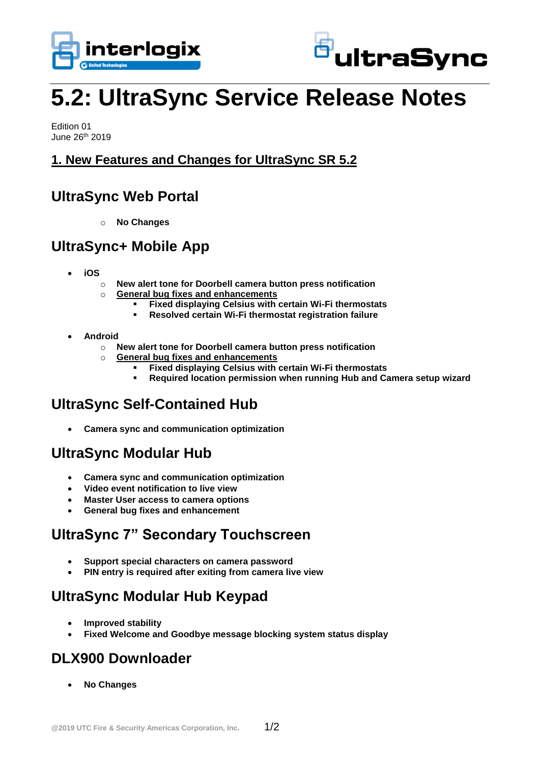# 5.2: UltraSync Service Release Notes

Edition 01
June 26th 2019

## 1. New Features and Changes for UltraSync SR 5.2

## UltraSync Web Portal

- **No Changes**

## UltraSync+ Mobile App

- **iOS**
  - **New alert tone for Doorbell camera button press notification**
  - **General bug fixes and enhancements**
    - **Fixed displaying Celsius with certain Wi-Fi thermostats**
    - **Resolved certain Wi-Fi thermostat registration failure**

- **Android**
  - **New alert tone for Doorbell camera button press notification**
  - **General bug fixes and enhancements**
    - **Fixed displaying Celsius with certain Wi-Fi thermostats**
    - **Required location permission when running Hub and Camera setup wizard**

## UltraSync Self-Contained Hub

- **Camera sync and communication optimization**

## UltraSync Modular Hub

- **Camera sync and communication optimization**
- **Video event notification to live view**
- **Master User access to camera options**
- **General bug fixes and enhancement**

## UltraSync 7" Secondary Touchscreen

- **Support special characters on camera password**
- **PIN entry is required after exiting from camera live view**

## UltraSync Modular Hub Keypad

- **Improved stability**
- **Fixed Welcome and Goodbye message blocking system status display**

## DLX900 Downloader

- **No Changes**

@2019 UTC Fire & Security Americas Corporation, Inc.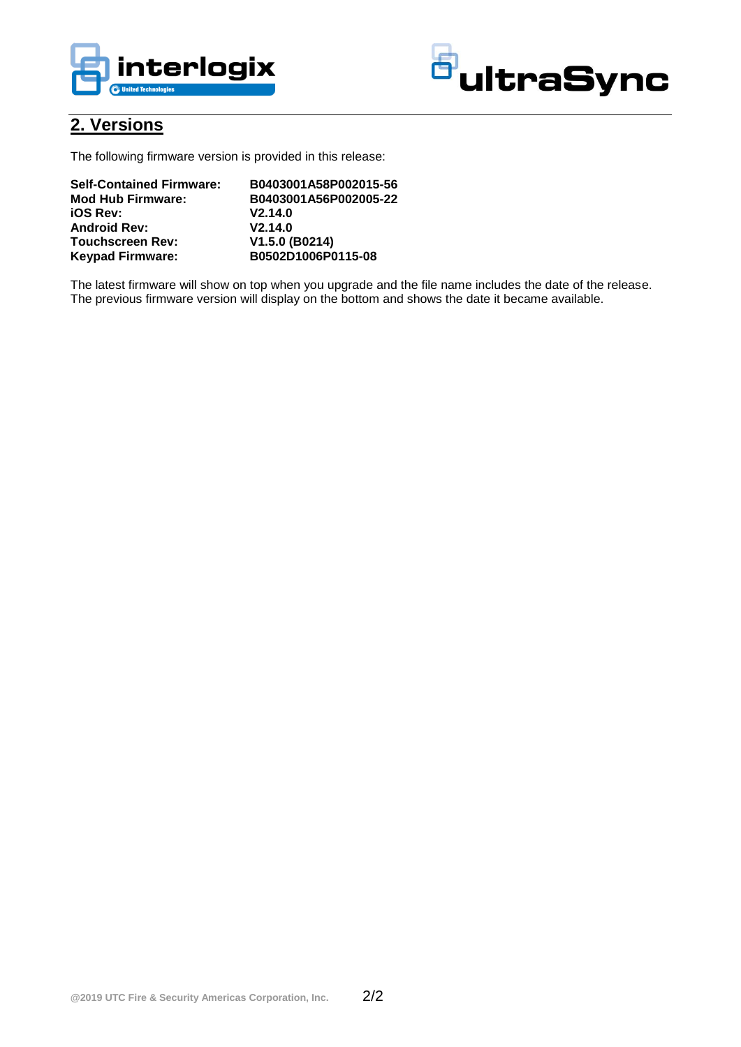## 2. Versions

The following firmware version is provided in this release:

| | |
|---|---|
| **Self-Contained Firmware:** | **B0403001A58P002015-56** |
| **Mod Hub Firmware:** | **B0403001A56P002005-22** |
| **iOS Rev:** | **V2.14.0** |
| **Android Rev:** | **V2.14.0** |
| **Touchscreen Rev:** | **V1.5.0 (B0214)** |
| **Keypad Firmware:** | **B0502D1006P0115-08** |

The latest firmware will show on top when you upgrade and the file name includes the date of the release. The previous firmware version will display on the bottom and shows the date it became available.

@2019 UTC Fire & Security Americas Corporation, Inc.